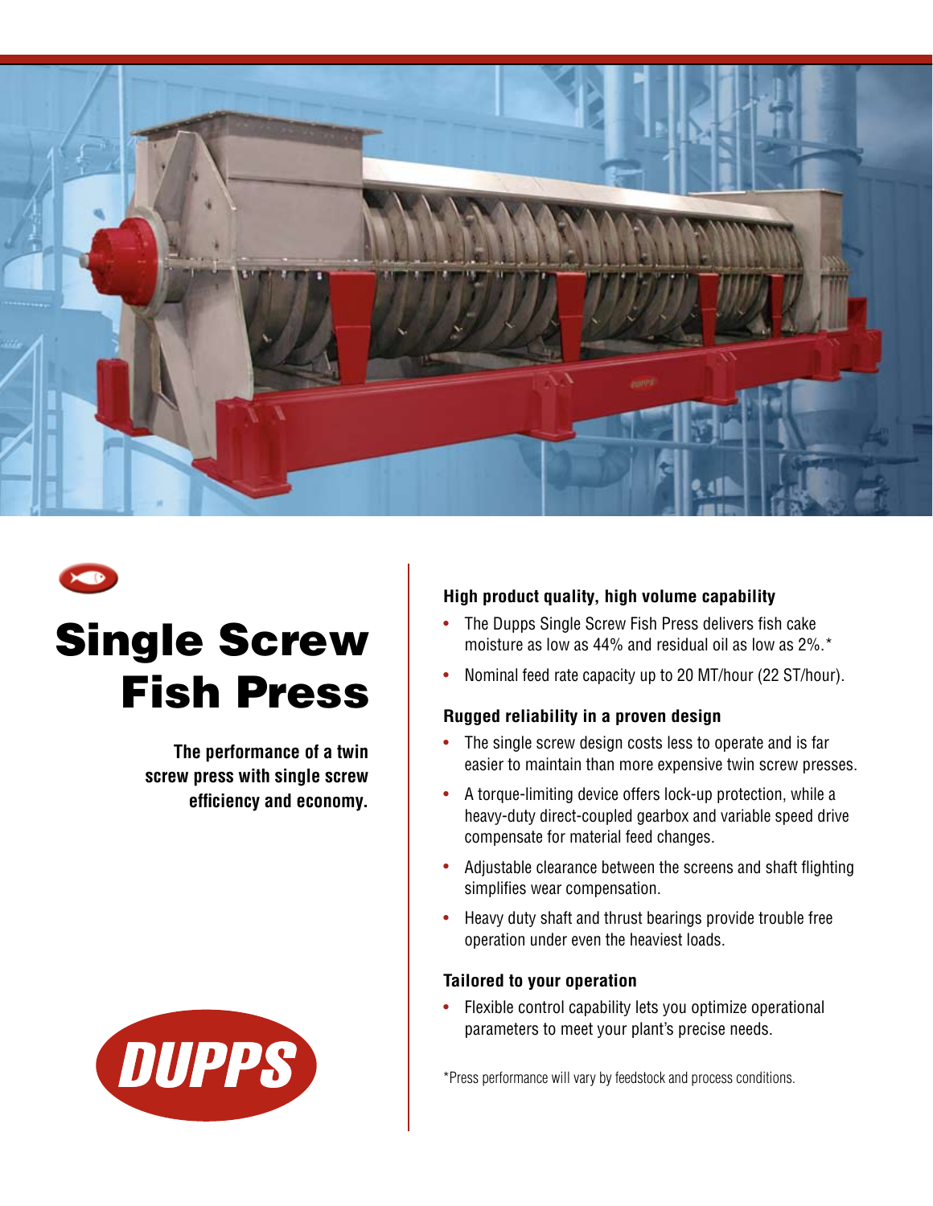# Single Screw Fish Press

**The performance of a twin screw press with single screw efficiency and economy.**

DUPPS

### High product quality, high volume capability

- The Dupps Single Screw Fish Press delivers fish cake moisture as low as 44% and residual oil as low as 2%.*
- Nominal feed rate capacity up to 20 MT/hour (22 ST/hour).

### Rugged reliability in a proven design

- The single screw design costs less to operate and is far easier to maintain than more expensive twin screw presses.
- A torque-limiting device offers lock-up protection, while a heavy-duty direct-coupled gearbox and variable speed drive compensate for material feed changes.
- Adjustable clearance between the screens and shaft flighting simplifies wear compensation.
- Heavy duty shaft and thrust bearings provide trouble free operation under even the heaviest loads.

### Tailored to your operation

- Flexible control capability lets you optimize operational parameters to meet your plant's precise needs.

*Press performance will vary by feedstock and process conditions.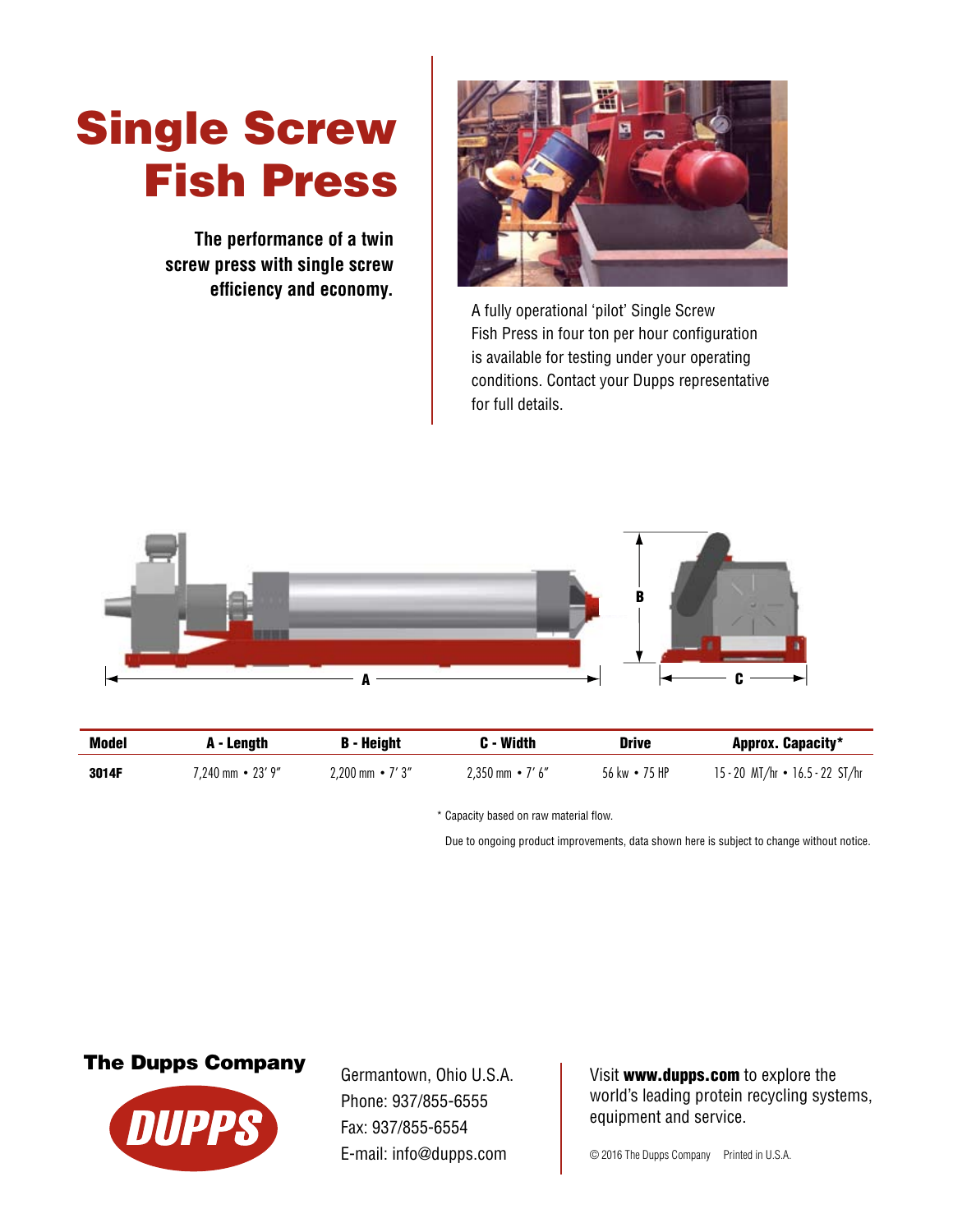# Single Screw Fish Press

**The performance of a twin screw press with single screw efficiency and economy.**

A fully operational 'pilot' Single Screw Fish Press in four ton per hour configuration is available for testing under your operating conditions. Contact your Dupps representative for full details.

B

A

C

| Model | A - Length | B - Height | C - Width | Drive | Approx. Capacity* |
|---|---|---|---|---|---|
| **3014F** | 7,240 mm • 23′ 9″ | 2,200 mm • 7′ 3″ | 2,350 mm • 7′ 6″ | 56 kw • 75 HP | 15 - 20 MT/hr • 16.5 - 22 ST/hr |

* Capacity based on raw material flow.

Due to ongoing product improvements, data shown here is subject to change without notice.

**The Dupps Company**

DUPPS

Germantown, Ohio U.S.A.
Phone: 937/855-6555
Fax: 937/855-6554
E-mail: info@dupps.com

Visit **www.dupps.com** to explore the world's leading protein recycling systems, equipment and service.

© 2016 The Dupps Company Printed in U.S.A.